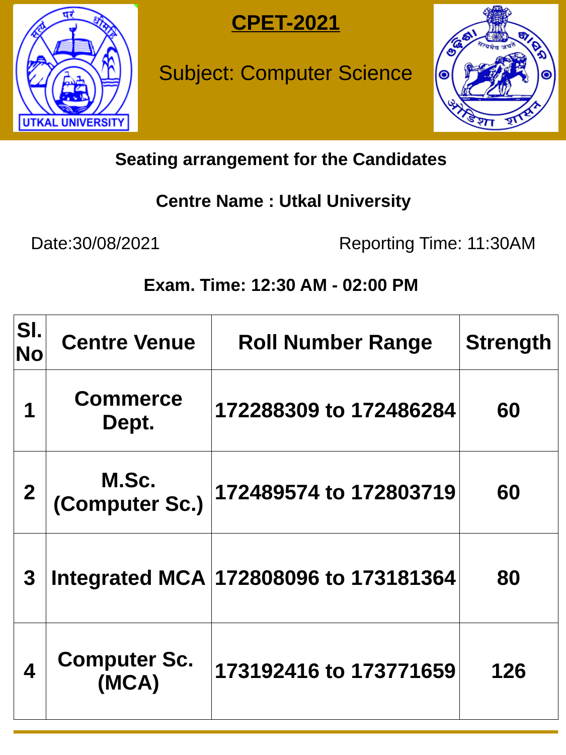# CPET-2021

Subject: Computer Science

**Seating arrangement for the Candidates**

**Centre Name : Utkal University**

Date:30/08/2021 Reporting Time: 11:30AM

**Exam. Time: 12:30 AM - 02:00 PM**

| Sl. No | Centre Venue | Roll Number Range | Strength |
|---|---|---|---|
| 1 | Commerce Dept. | 172288309 to 172486284 | 60 |
| 2 | M.Sc. (Computer Sc.) | 172489574 to 172803719 | 60 |
| 3 | Integrated MCA | 172808096 to 173181364 | 80 |
| 4 | Computer Sc. (MCA) | 173192416 to 173771659 | 126 |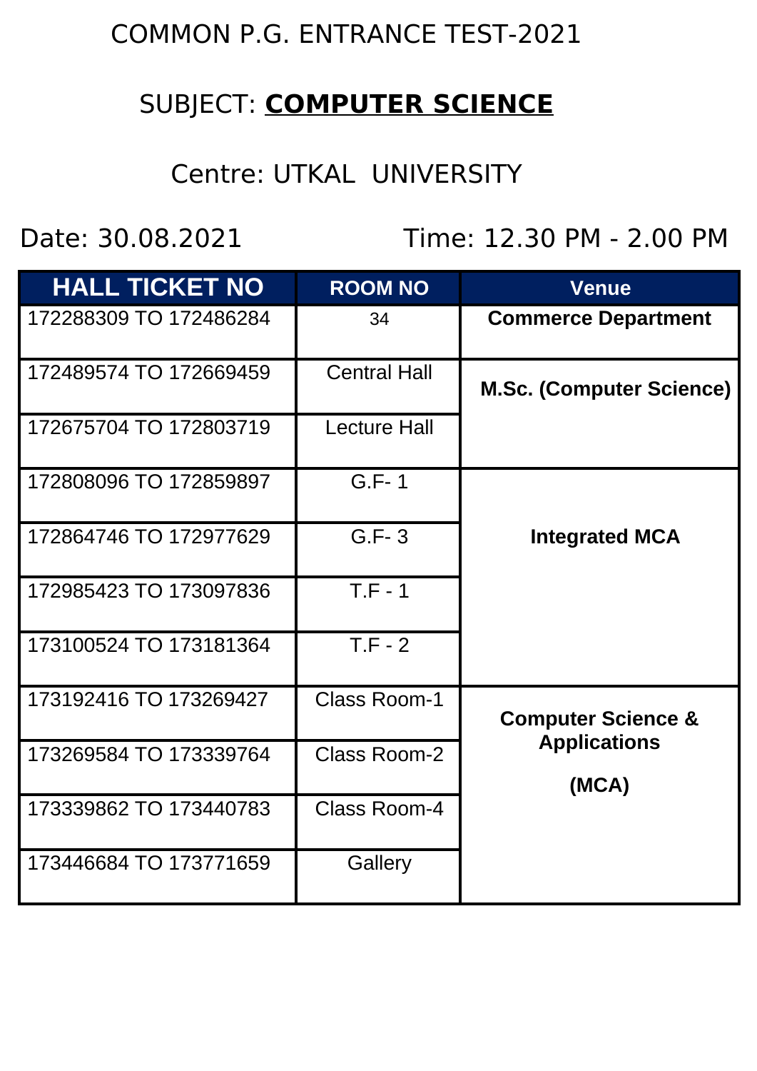# COMMON P.G. ENTRANCE TEST-2021

## SUBJECT: **COMPUTER SCIENCE**

## Centre: UTKAL UNIVERSITY

Date: 30.08.2021 Time: 12.30 PM - 2.00 PM

| HALL TICKET NO | ROOM NO | Venue |
|---|---|---|
| 172288309 TO 172486284 | 34 | **Commerce Department** |
| 172489574 TO 172669459 | Central Hall | **M.Sc. (Computer Science)** |
| 172675704 TO 172803719 | Lecture Hall | |
| 172808096 TO 172859897 | G.F- 1 | **Integrated MCA** |
| 172864746 TO 172977629 | G.F- 3 | |
| 172985423 TO 173097836 | T.F - 1 | |
| 173100524 TO 173181364 | T.F - 2 | |
| 173192416 TO 173269427 | Class Room-1 | **Computer Science & Applications (MCA)** |
| 173269584 TO 173339764 | Class Room-2 | |
| 173339862 TO 173440783 | Class Room-4 | |
| 173446684 TO 173771659 | Gallery | |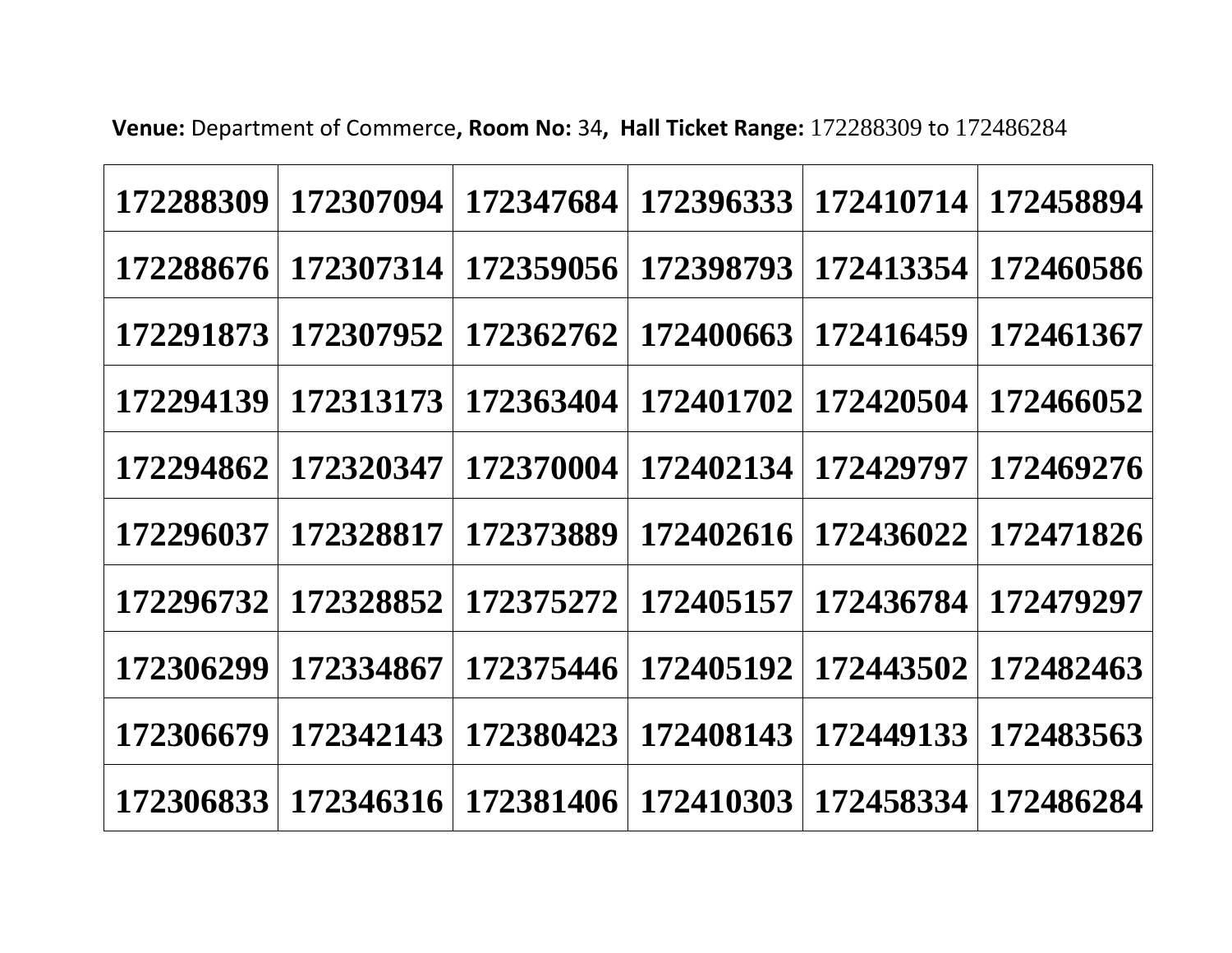**Venue:** Department of Commerce**, Room No:** 34**, Hall Ticket Range:** 172288309 to 172486284

| | | | | | |
|---|---|---|---|---|---|
| **172288309** | **172307094** | **172347684** | **172396333** | **172410714** | **172458894** |
| **172288676** | **172307314** | **172359056** | **172398793** | **172413354** | **172460586** |
| **172291873** | **172307952** | **172362762** | **172400663** | **172416459** | **172461367** |
| **172294139** | **172313173** | **172363404** | **172401702** | **172420504** | **172466052** |
| **172294862** | **172320347** | **172370004** | **172402134** | **172429797** | **172469276** |
| **172296037** | **172328817** | **172373889** | **172402616** | **172436022** | **172471826** |
| **172296732** | **172328852** | **172375272** | **172405157** | **172436784** | **172479297** |
| **172306299** | **172334867** | **172375446** | **172405192** | **172443502** | **172482463** |
| **172306679** | **172342143** | **172380423** | **172408143** | **172449133** | **172483563** |
| **172306833** | **172346316** | **172381406** | **172410303** | **172458334** | **172486284** |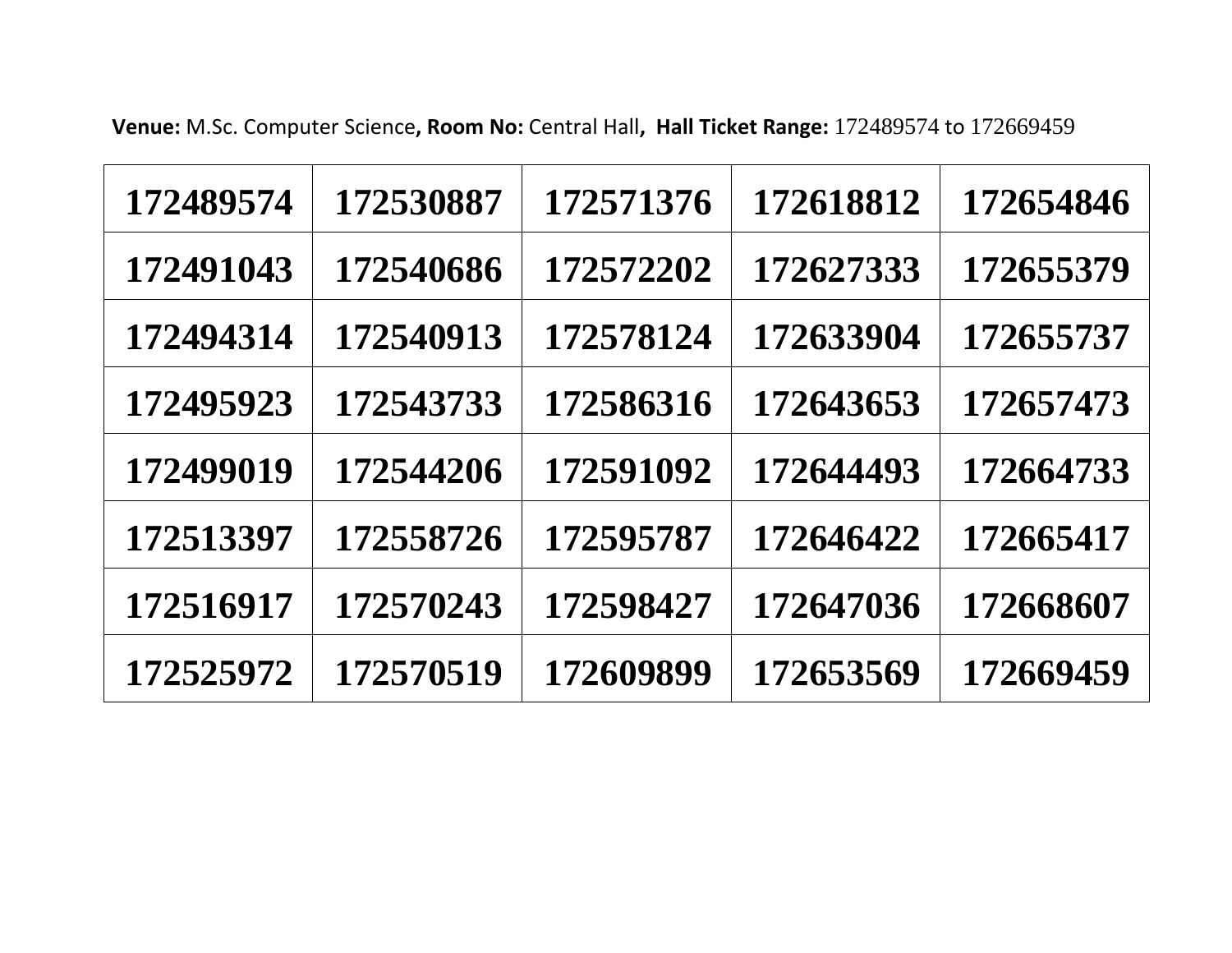**Venue:** M.Sc. Computer Science**, Room No:** Central Hall**, Hall Ticket Range:** 172489574 to 172669459

| | | | | |
|---|---|---|---|---|
| **172489574** | **172530887** | **172571376** | **172618812** | **172654846** |
| **172491043** | **172540686** | **172572202** | **172627333** | **172655379** |
| **172494314** | **172540913** | **172578124** | **172633904** | **172655737** |
| **172495923** | **172543733** | **172586316** | **172643653** | **172657473** |
| **172499019** | **172544206** | **172591092** | **172644493** | **172664733** |
| **172513397** | **172558726** | **172595787** | **172646422** | **172665417** |
| **172516917** | **172570243** | **172598427** | **172647036** | **172668607** |
| **172525972** | **172570519** | **172609899** | **172653569** | **172669459** |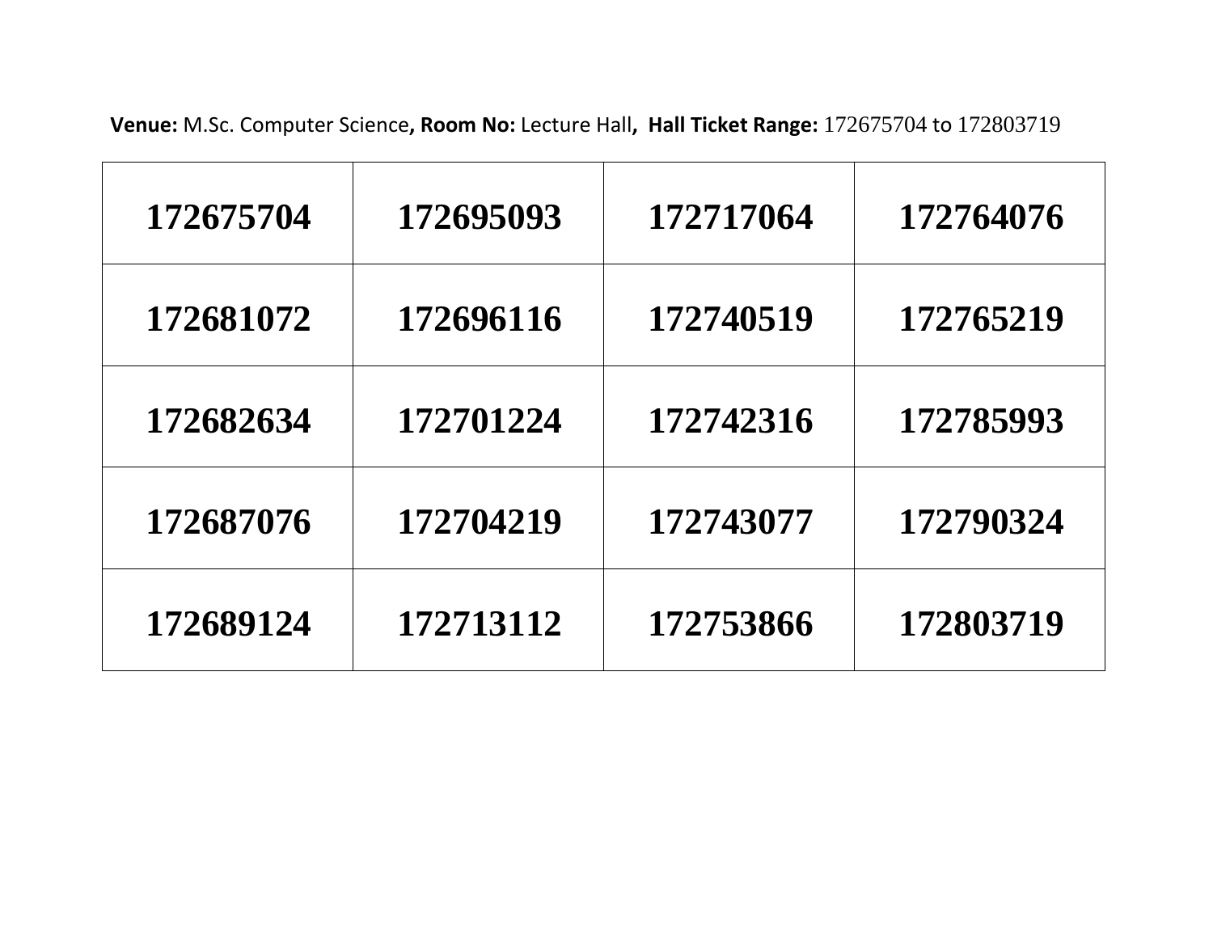**Venue:** M.Sc. Computer Science**, Room No:** Lecture Hall**, Hall Ticket Range:** 172675704 to 172803719

| | | | |
|---|---|---|---|
| **172675704** | **172695093** | **172717064** | **172764076** |
| **172681072** | **172696116** | **172740519** | **172765219** |
| **172682634** | **172701224** | **172742316** | **172785993** |
| **172687076** | **172704219** | **172743077** | **172790324** |
| **172689124** | **172713112** | **172753866** | **172803719** |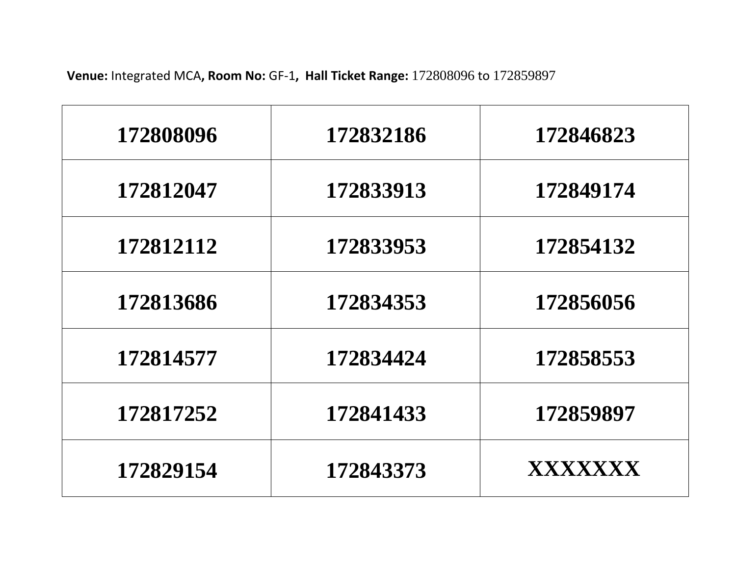**Venue:** Integrated MCA**, Room No:** GF-1**, Hall Ticket Range:** 172808096 to 172859897

| | | |
|---|---|---|
| **172808096** | **172832186** | **172846823** |
| **172812047** | **172833913** | **172849174** |
| **172812112** | **172833953** | **172854132** |
| **172813686** | **172834353** | **172856056** |
| **172814577** | **172834424** | **172858553** |
| **172817252** | **172841433** | **172859897** |
| **172829154** | **172843373** | **XXXXXXX** |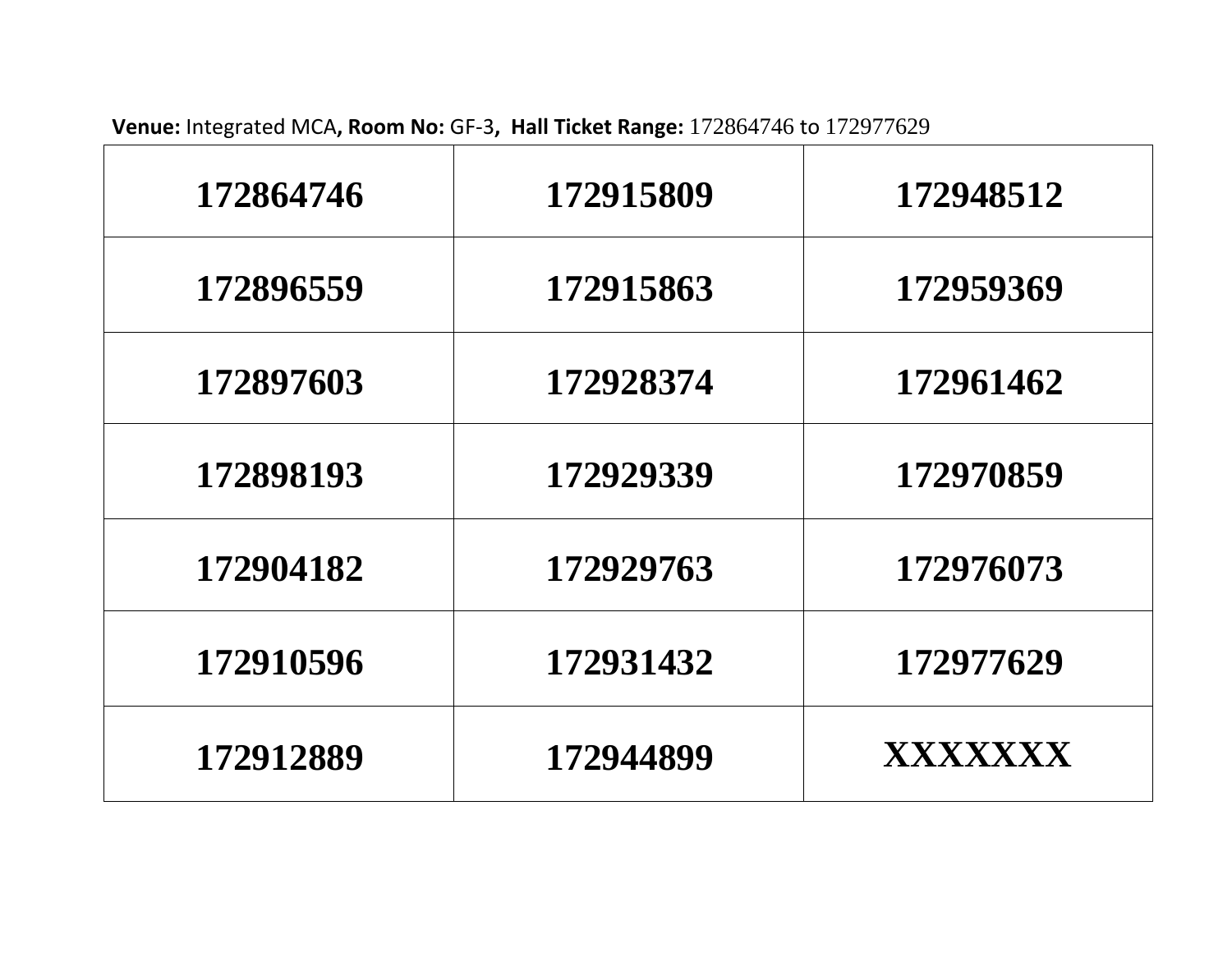**Venue:** Integrated MCA**, Room No:** GF-3**, Hall Ticket Range:** 172864746 to 172977629

| | | |
|---|---|---|
| **172864746** | **172915809** | **172948512** |
| **172896559** | **172915863** | **172959369** |
| **172897603** | **172928374** | **172961462** |
| **172898193** | **172929339** | **172970859** |
| **172904182** | **172929763** | **172976073** |
| **172910596** | **172931432** | **172977629** |
| **172912889** | **172944899** | **XXXXXXX** |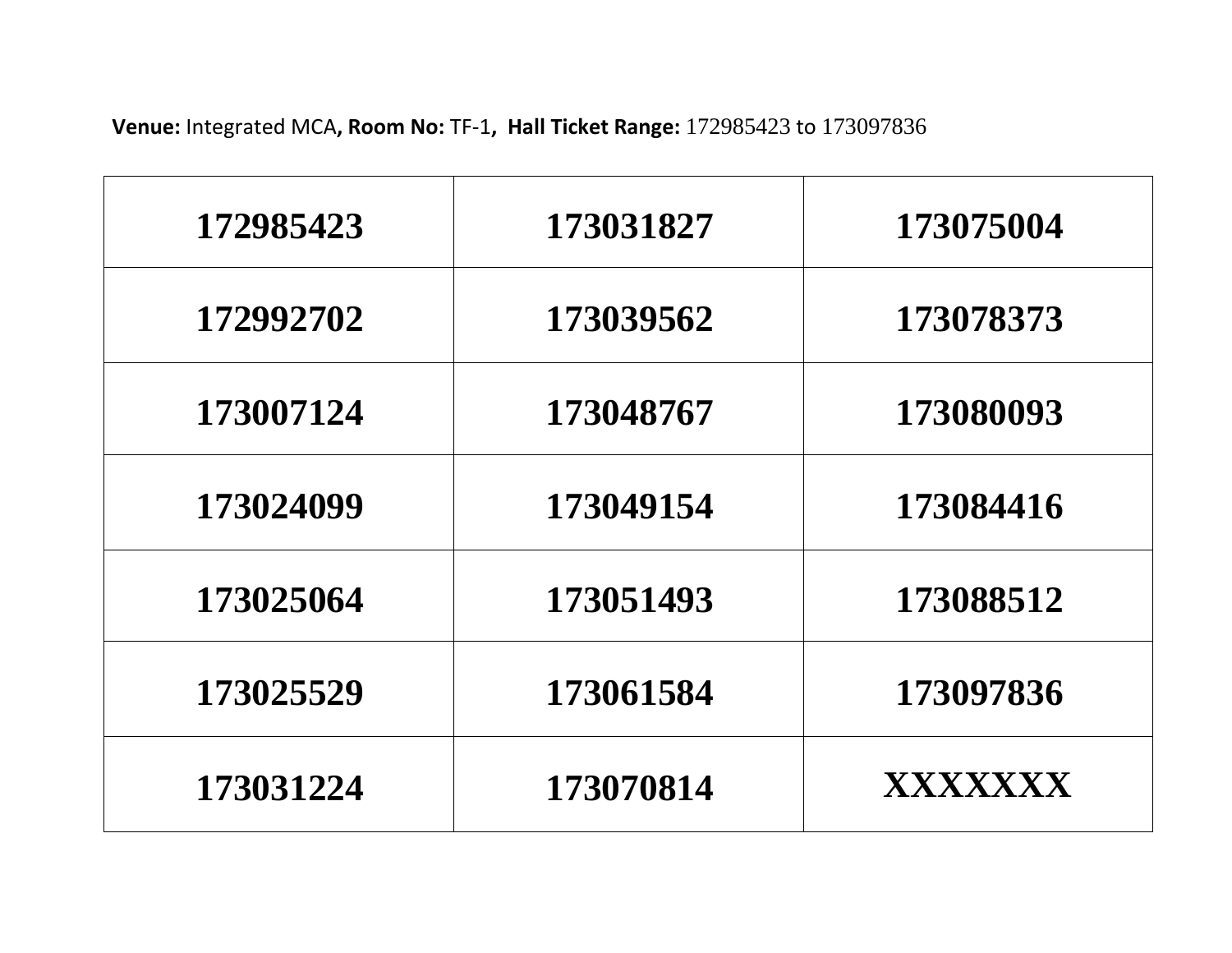**Venue:** Integrated MCA**, Room No:** TF-1**, Hall Ticket Range:** 172985423 to 173097836

| | | |
|---|---|---|
| **172985423** | **173031827** | **173075004** |
| **172992702** | **173039562** | **173078373** |
| **173007124** | **173048767** | **173080093** |
| **173024099** | **173049154** | **173084416** |
| **173025064** | **173051493** | **173088512** |
| **173025529** | **173061584** | **173097836** |
| **173031224** | **173070814** | **XXXXXXX** |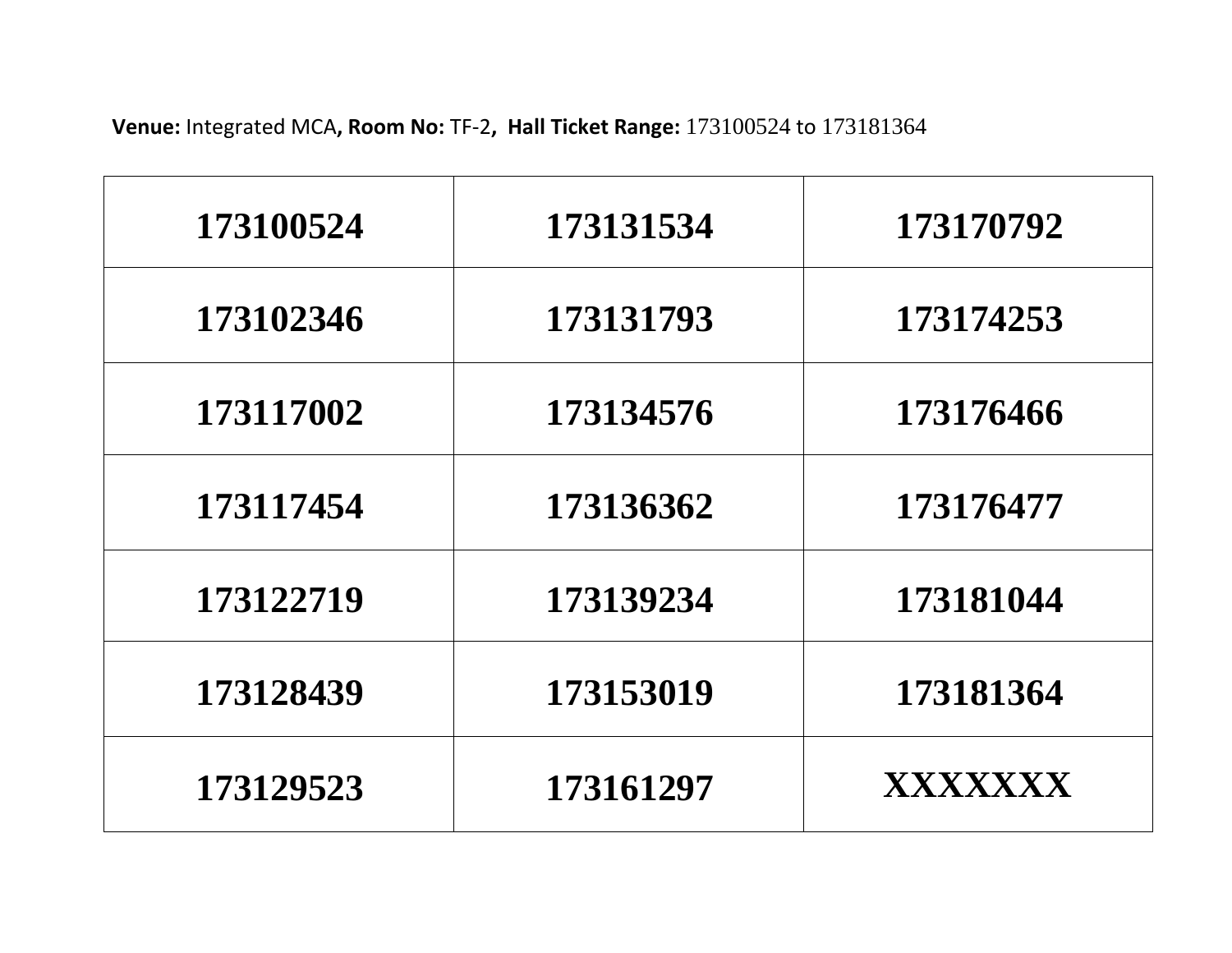**Venue:** Integrated MCA**, Room No:** TF-2**, Hall Ticket Range:** 173100524 to 173181364

| | | |
|---|---|---|
| **173100524** | **173131534** | **173170792** |
| **173102346** | **173131793** | **173174253** |
| **173117002** | **173134576** | **173176466** |
| **173117454** | **173136362** | **173176477** |
| **173122719** | **173139234** | **173181044** |
| **173128439** | **173153019** | **173181364** |
| **173129523** | **173161297** | **XXXXXXX** |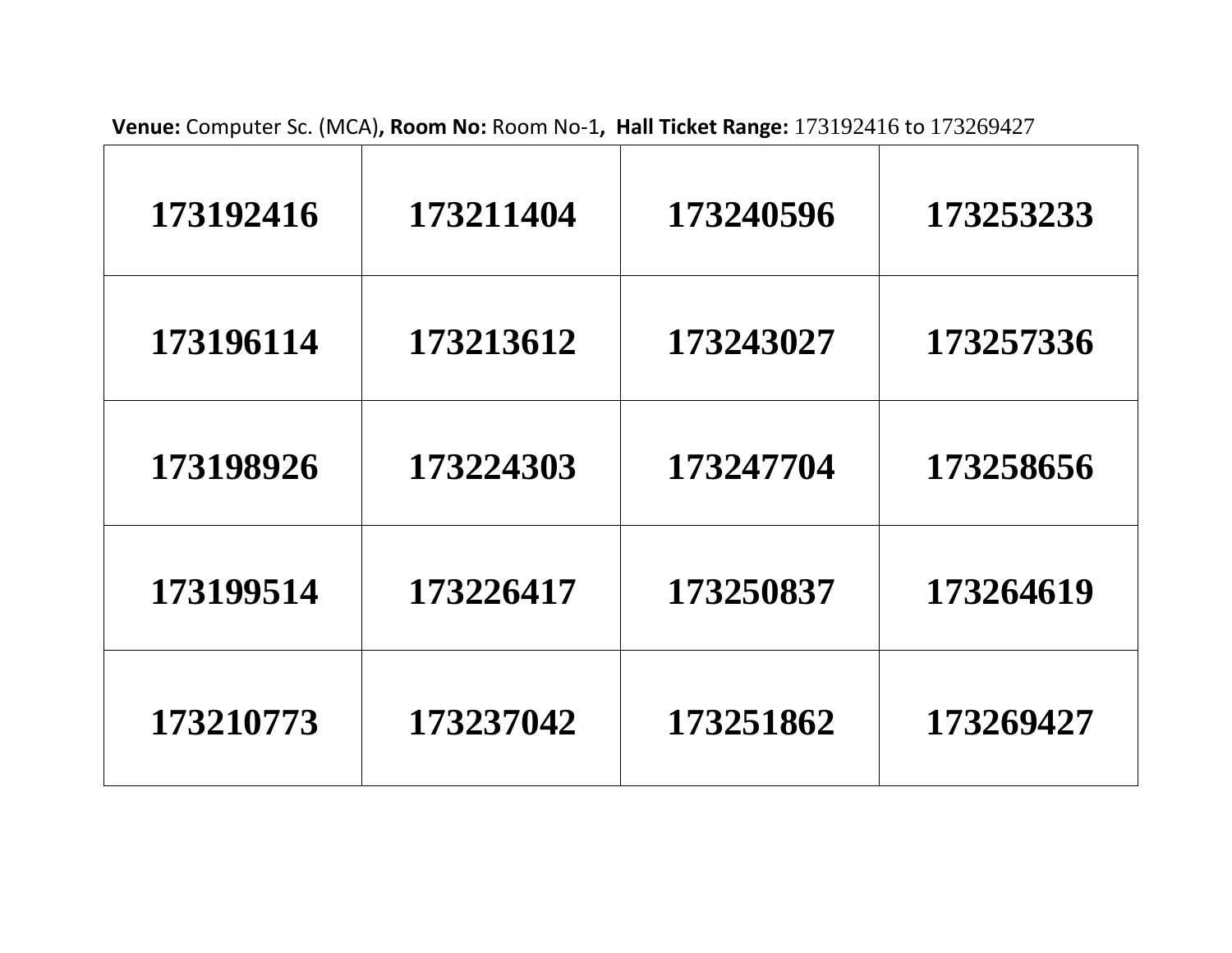**Venue:** Computer Sc. (MCA)**, Room No:** Room No-1**, Hall Ticket Range:** 173192416 to 173269427

| | | | |
|---|---|---|---|
| **173192416** | **173211404** | **173240596** | **173253233** |
| **173196114** | **173213612** | **173243027** | **173257336** |
| **173198926** | **173224303** | **173247704** | **173258656** |
| **173199514** | **173226417** | **173250837** | **173264619** |
| **173210773** | **173237042** | **173251862** | **173269427** |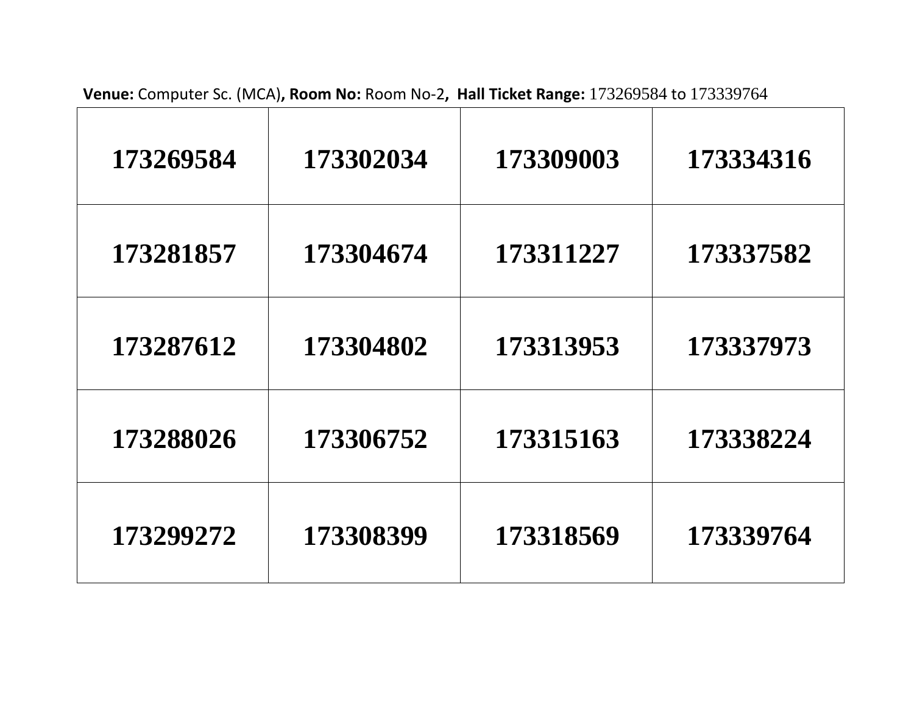**Venue:** Computer Sc. (MCA)**, Room No:** Room No-2**, Hall Ticket Range:** 173269584 to 173339764

| | | | |
|---|---|---|---|
| **173269584** | **173302034** | **173309003** | **173334316** |
| **173281857** | **173304674** | **173311227** | **173337582** |
| **173287612** | **173304802** | **173313953** | **173337973** |
| **173288026** | **173306752** | **173315163** | **173338224** |
| **173299272** | **173308399** | **173318569** | **173339764** |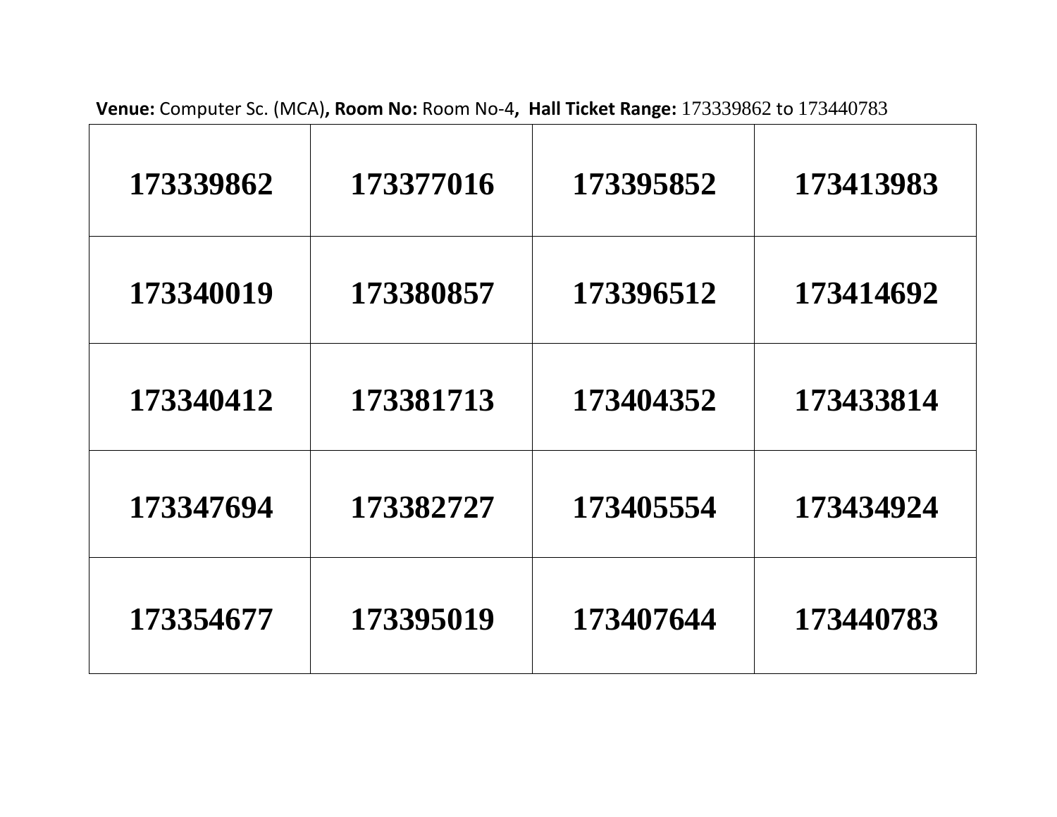**Venue:** Computer Sc. (MCA)**, Room No:** Room No-4**, Hall Ticket Range:** 173339862 to 173440783

| | | | |
|---|---|---|---|
| **173339862** | **173377016** | **173395852** | **173413983** |
| **173340019** | **173380857** | **173396512** | **173414692** |
| **173340412** | **173381713** | **173404352** | **173433814** |
| **173347694** | **173382727** | **173405554** | **173434924** |
| **173354677** | **173395019** | **173407644** | **173440783** |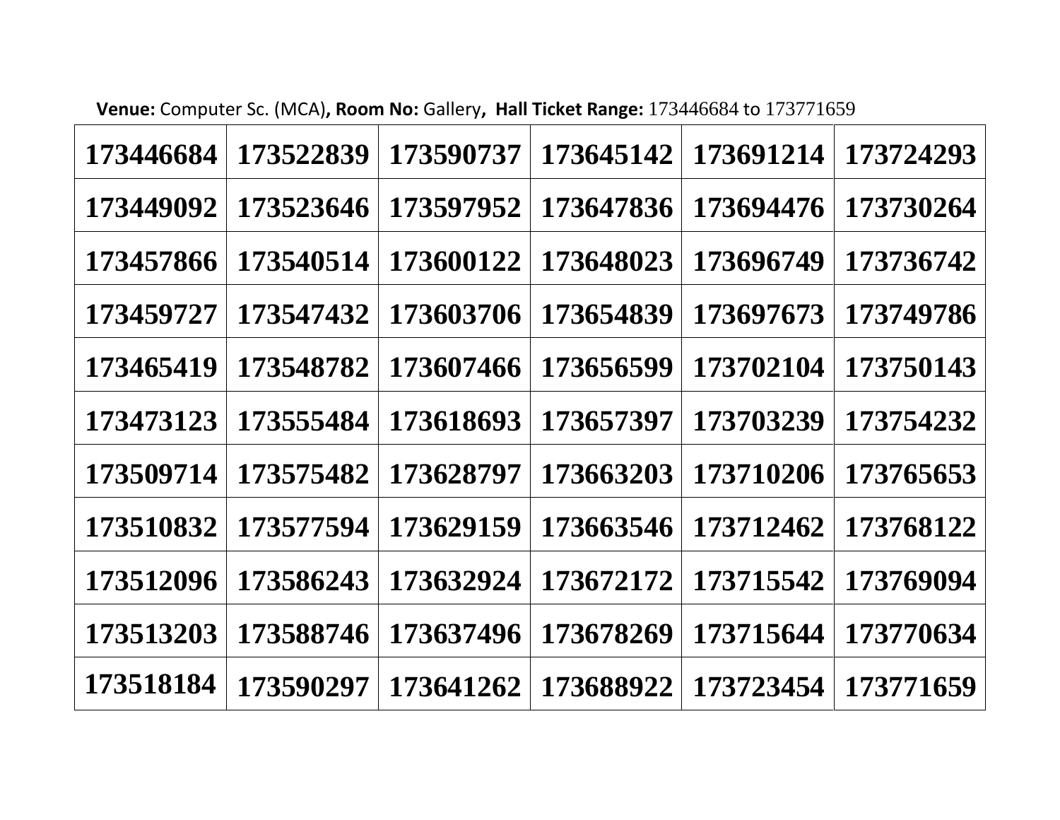**Venue:** Computer Sc. (MCA)**, Room No:** Gallery**, Hall Ticket Range:** 173446684 to 173771659

| | | | | | |
|---|---|---|---|---|---|
| **173446684** | **173522839** | **173590737** | **173645142** | **173691214** | **173724293** |
| **173449092** | **173523646** | **173597952** | **173647836** | **173694476** | **173730264** |
| **173457866** | **173540514** | **173600122** | **173648023** | **173696749** | **173736742** |
| **173459727** | **173547432** | **173603706** | **173654839** | **173697673** | **173749786** |
| **173465419** | **173548782** | **173607466** | **173656599** | **173702104** | **173750143** |
| **173473123** | **173555484** | **173618693** | **173657397** | **173703239** | **173754232** |
| **173509714** | **173575482** | **173628797** | **173663203** | **173710206** | **173765653** |
| **173510832** | **173577594** | **173629159** | **173663546** | **173712462** | **173768122** |
| **173512096** | **173586243** | **173632924** | **173672172** | **173715542** | **173769094** |
| **173513203** | **173588746** | **173637496** | **173678269** | **173715644** | **173770634** |
| **173518184** | **173590297** | **173641262** | **173688922** | **173723454** | **173771659** |